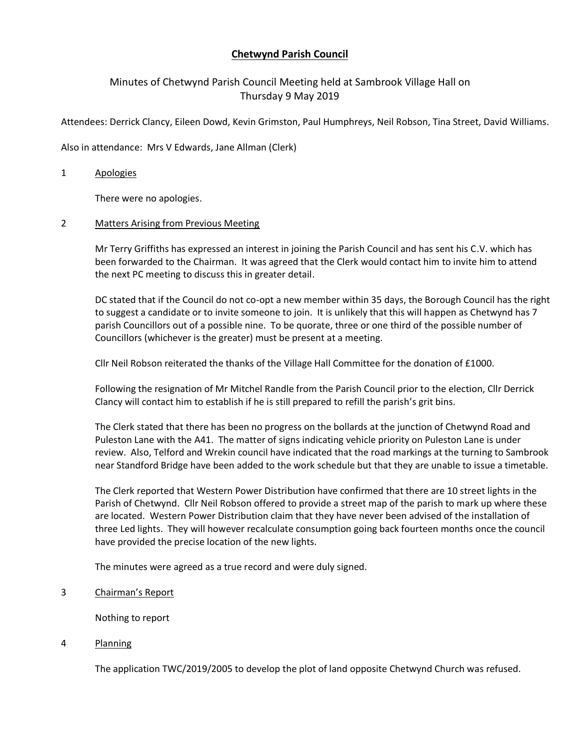# Chetwynd Parish Council

Minutes of Chetwynd Parish Council Meeting held at Sambrook Village Hall on Thursday 9 May 2019

Attendees: Derrick Clancy, Eileen Dowd, Kevin Grimston, Paul Humphreys, Neil Robson, Tina Street, David Williams.

Also in attendance: Mrs V Edwards, Jane Allman (Clerk)

## 1 Apologies

There were no apologies.

## 2 Matters Arising from Previous Meeting

Mr Terry Griffiths has expressed an interest in joining the Parish Council and has sent his C.V. which has been forwarded to the Chairman. It was agreed that the Clerk would contact him to invite him to attend the next PC meeting to discuss this in greater detail.

DC stated that if the Council do not co-opt a new member within 35 days, the Borough Council has the right to suggest a candidate or to invite someone to join. It is unlikely that this will happen as Chetwynd has 7 parish Councillors out of a possible nine. To be quorate, three or one third of the possible number of Councillors (whichever is the greater) must be present at a meeting.

Cllr Neil Robson reiterated the thanks of the Village Hall Committee for the donation of £1000.

Following the resignation of Mr Mitchel Randle from the Parish Council prior to the election, Cllr Derrick Clancy will contact him to establish if he is still prepared to refill the parish's grit bins.

The Clerk stated that there has been no progress on the bollards at the junction of Chetwynd Road and Puleston Lane with the A41. The matter of signs indicating vehicle priority on Puleston Lane is under review. Also, Telford and Wrekin council have indicated that the road markings at the turning to Sambrook near Standford Bridge have been added to the work schedule but that they are unable to issue a timetable.

The Clerk reported that Western Power Distribution have confirmed that there are 10 street lights in the Parish of Chetwynd. Cllr Neil Robson offered to provide a street map of the parish to mark up where these are located. Western Power Distribution claim that they have never been advised of the installation of three Led lights. They will however recalculate consumption going back fourteen months once the council have provided the precise location of the new lights.

The minutes were agreed as a true record and were duly signed.

## 3 Chairman's Report

Nothing to report

## 4 Planning

The application TWC/2019/2005 to develop the plot of land opposite Chetwynd Church was refused.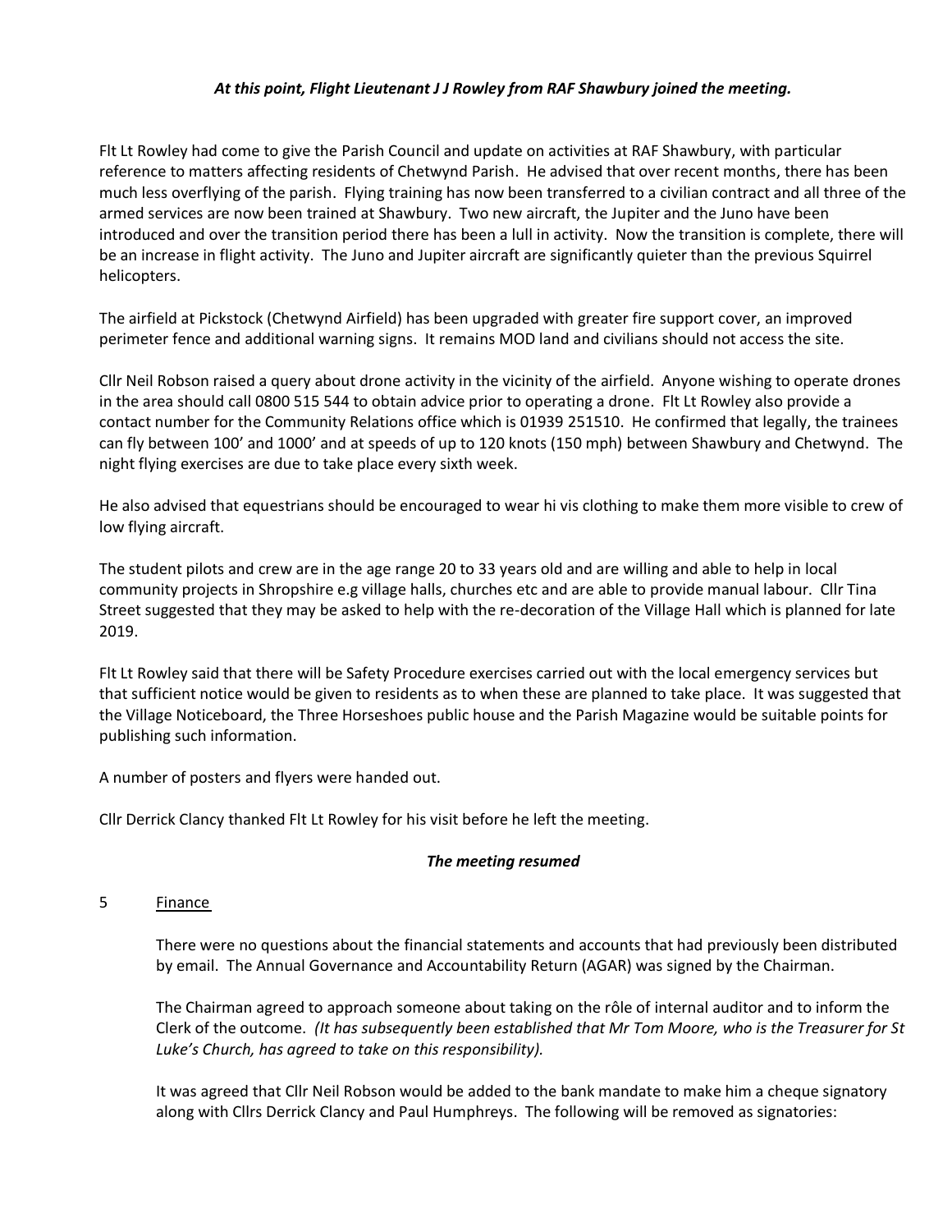*At this point, Flight Lieutenant J J Rowley from RAF Shawbury joined the meeting.*

Flt Lt Rowley had come to give the Parish Council and update on activities at RAF Shawbury, with particular reference to matters affecting residents of Chetwynd Parish. He advised that over recent months, there has been much less overflying of the parish. Flying training has now been transferred to a civilian contract and all three of the armed services are now been trained at Shawbury. Two new aircraft, the Jupiter and the Juno have been introduced and over the transition period there has been a lull in activity. Now the transition is complete, there will be an increase in flight activity. The Juno and Jupiter aircraft are significantly quieter than the previous Squirrel helicopters.

The airfield at Pickstock (Chetwynd Airfield) has been upgraded with greater fire support cover, an improved perimeter fence and additional warning signs. It remains MOD land and civilians should not access the site.

Cllr Neil Robson raised a query about drone activity in the vicinity of the airfield. Anyone wishing to operate drones in the area should call 0800 515 544 to obtain advice prior to operating a drone. Flt Lt Rowley also provide a contact number for the Community Relations office which is 01939 251510. He confirmed that legally, the trainees can fly between 100' and 1000' and at speeds of up to 120 knots (150 mph) between Shawbury and Chetwynd. The night flying exercises are due to take place every sixth week.

He also advised that equestrians should be encouraged to wear hi vis clothing to make them more visible to crew of low flying aircraft.

The student pilots and crew are in the age range 20 to 33 years old and are willing and able to help in local community projects in Shropshire e.g village halls, churches etc and are able to provide manual labour. Cllr Tina Street suggested that they may be asked to help with the re-decoration of the Village Hall which is planned for late 2019.

Flt Lt Rowley said that there will be Safety Procedure exercises carried out with the local emergency services but that sufficient notice would be given to residents as to when these are planned to take place. It was suggested that the Village Noticeboard, the Three Horseshoes public house and the Parish Magazine would be suitable points for publishing such information.

A number of posters and flyers were handed out.

Cllr Derrick Clancy thanked Flt Lt Rowley for his visit before he left the meeting.

***The meeting resumed***

5 Finance

There were no questions about the financial statements and accounts that had previously been distributed by email. The Annual Governance and Accountability Return (AGAR) was signed by the Chairman.

The Chairman agreed to approach someone about taking on the rôle of internal auditor and to inform the Clerk of the outcome. *(It has subsequently been established that Mr Tom Moore, who is the Treasurer for St Luke's Church, has agreed to take on this responsibility).*

It was agreed that Cllr Neil Robson would be added to the bank mandate to make him a cheque signatory along with Cllrs Derrick Clancy and Paul Humphreys. The following will be removed as signatories: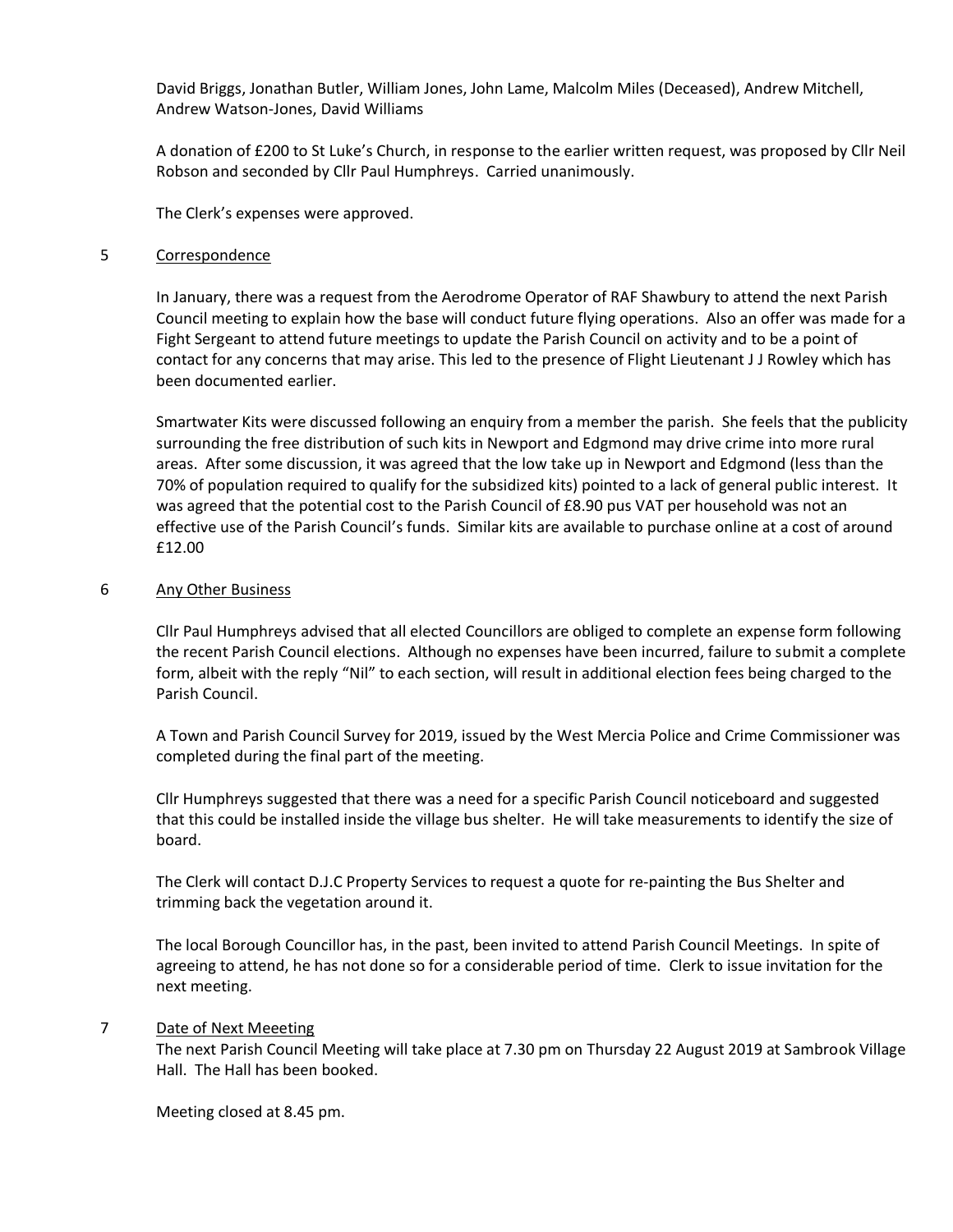David Briggs, Jonathan Butler, William Jones, John Lame, Malcolm Miles (Deceased), Andrew Mitchell, Andrew Watson-Jones, David Williams

A donation of £200 to St Luke's Church, in response to the earlier written request, was proposed by Cllr Neil Robson and seconded by Cllr Paul Humphreys. Carried unanimously.

The Clerk's expenses were approved.

## 5 Correspondence

In January, there was a request from the Aerodrome Operator of RAF Shawbury to attend the next Parish Council meeting to explain how the base will conduct future flying operations. Also an offer was made for a Fight Sergeant to attend future meetings to update the Parish Council on activity and to be a point of contact for any concerns that may arise. This led to the presence of Flight Lieutenant J J Rowley which has been documented earlier.

Smartwater Kits were discussed following an enquiry from a member the parish. She feels that the publicity surrounding the free distribution of such kits in Newport and Edgmond may drive crime into more rural areas. After some discussion, it was agreed that the low take up in Newport and Edgmond (less than the 70% of population required to qualify for the subsidized kits) pointed to a lack of general public interest. It was agreed that the potential cost to the Parish Council of £8.90 pus VAT per household was not an effective use of the Parish Council's funds. Similar kits are available to purchase online at a cost of around £12.00

## 6 Any Other Business

Cllr Paul Humphreys advised that all elected Councillors are obliged to complete an expense form following the recent Parish Council elections. Although no expenses have been incurred, failure to submit a complete form, albeit with the reply "Nil" to each section, will result in additional election fees being charged to the Parish Council.

A Town and Parish Council Survey for 2019, issued by the West Mercia Police and Crime Commissioner was completed during the final part of the meeting.

Cllr Humphreys suggested that there was a need for a specific Parish Council noticeboard and suggested that this could be installed inside the village bus shelter. He will take measurements to identify the size of board.

The Clerk will contact D.J.C Property Services to request a quote for re-painting the Bus Shelter and trimming back the vegetation around it.

The local Borough Councillor has, in the past, been invited to attend Parish Council Meetings. In spite of agreeing to attend, he has not done so for a considerable period of time. Clerk to issue invitation for the next meeting.

## 7 Date of Next Meeeting

The next Parish Council Meeting will take place at 7.30 pm on Thursday 22 August 2019 at Sambrook Village Hall. The Hall has been booked.

Meeting closed at 8.45 pm.